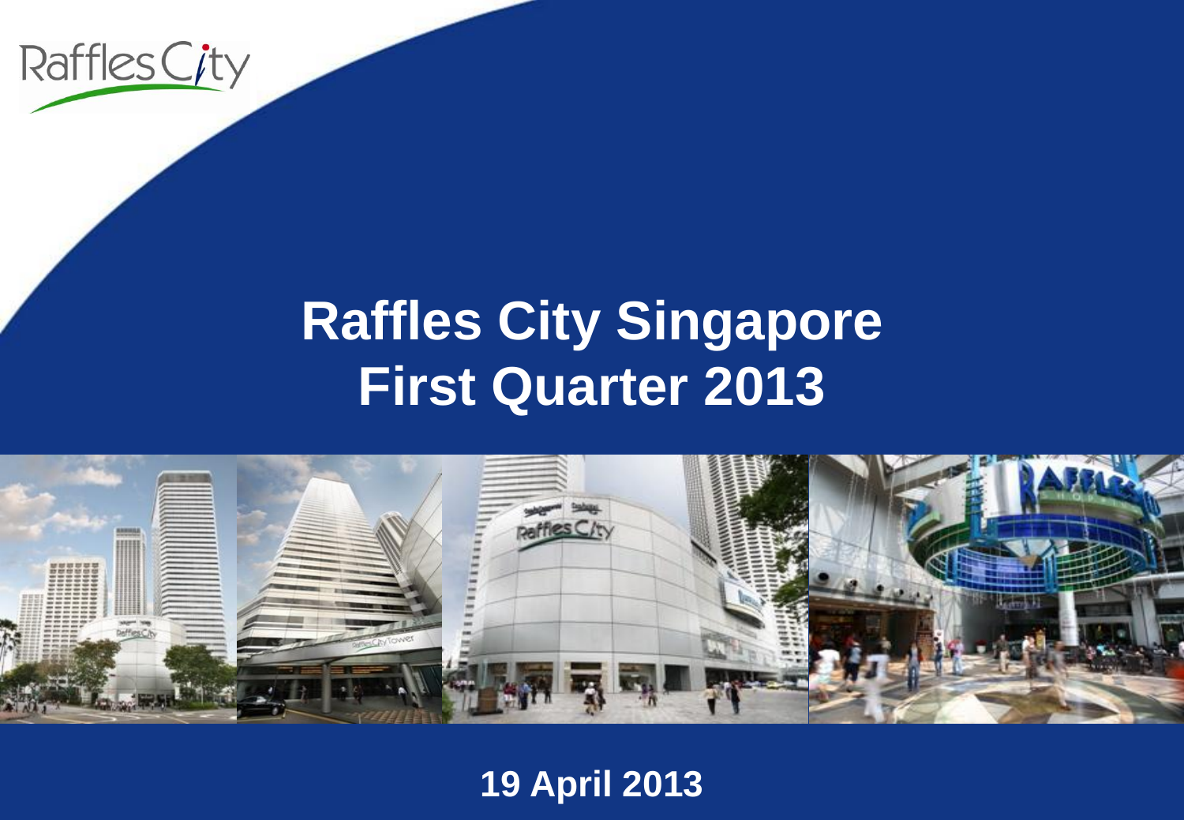# Raffles City Singapore First Quarter 2013

**19 April 2013**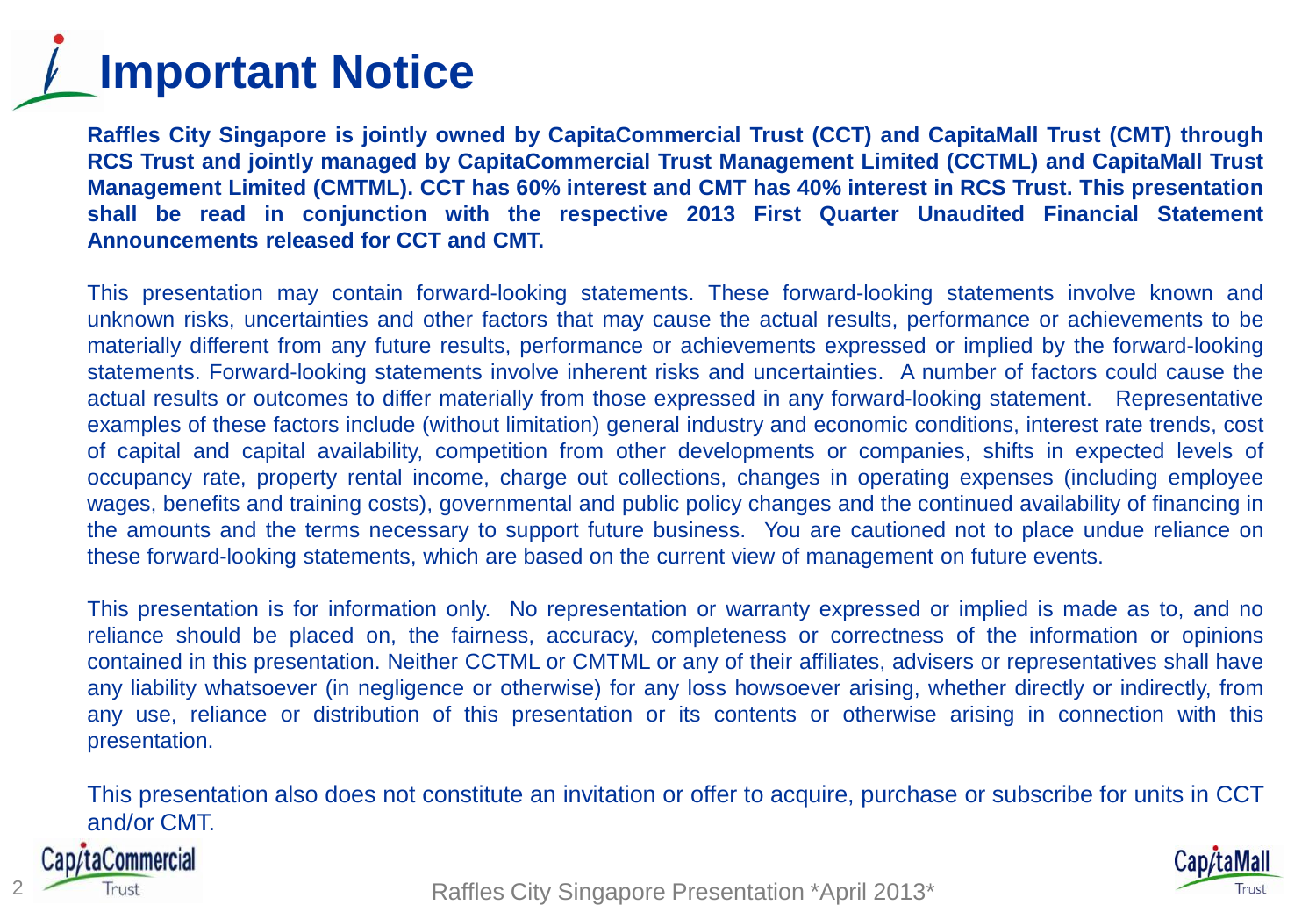# Important Notice

**Raffles City Singapore is jointly owned by CapitaCommercial Trust (CCT) and CapitaMall Trust (CMT) through RCS Trust and jointly managed by CapitaCommercial Trust Management Limited (CCTML) and CapitaMall Trust Management Limited (CMTML). CCT has 60% interest and CMT has 40% interest in RCS Trust. This presentation shall be read in conjunction with the respective 2013 First Quarter Unaudited Financial Statement Announcements released for CCT and CMT.**

This presentation may contain forward-looking statements. These forward-looking statements involve known and unknown risks, uncertainties and other factors that may cause the actual results, performance or achievements to be materially different from any future results, performance or achievements expressed or implied by the forward-looking statements. Forward-looking statements involve inherent risks and uncertainties. A number of factors could cause the actual results or outcomes to differ materially from those expressed in any forward-looking statement. Representative examples of these factors include (without limitation) general industry and economic conditions, interest rate trends, cost of capital and capital availability, competition from other developments or companies, shifts in expected levels of occupancy rate, property rental income, charge out collections, changes in operating expenses (including employee wages, benefits and training costs), governmental and public policy changes and the continued availability of financing in the amounts and the terms necessary to support future business. You are cautioned not to place undue reliance on these forward-looking statements, which are based on the current view of management on future events.

This presentation is for information only. No representation or warranty expressed or implied is made as to, and no reliance should be placed on, the fairness, accuracy, completeness or correctness of the information or opinions contained in this presentation. Neither CCTML or CMTML or any of their affiliates, advisers or representatives shall have any liability whatsoever (in negligence or otherwise) for any loss howsoever arising, whether directly or indirectly, from any use, reliance or distribution of this presentation or its contents or otherwise arising in connection with this presentation.

This presentation also does not constitute an invitation or offer to acquire, purchase or subscribe for units in CCT and/or CMT.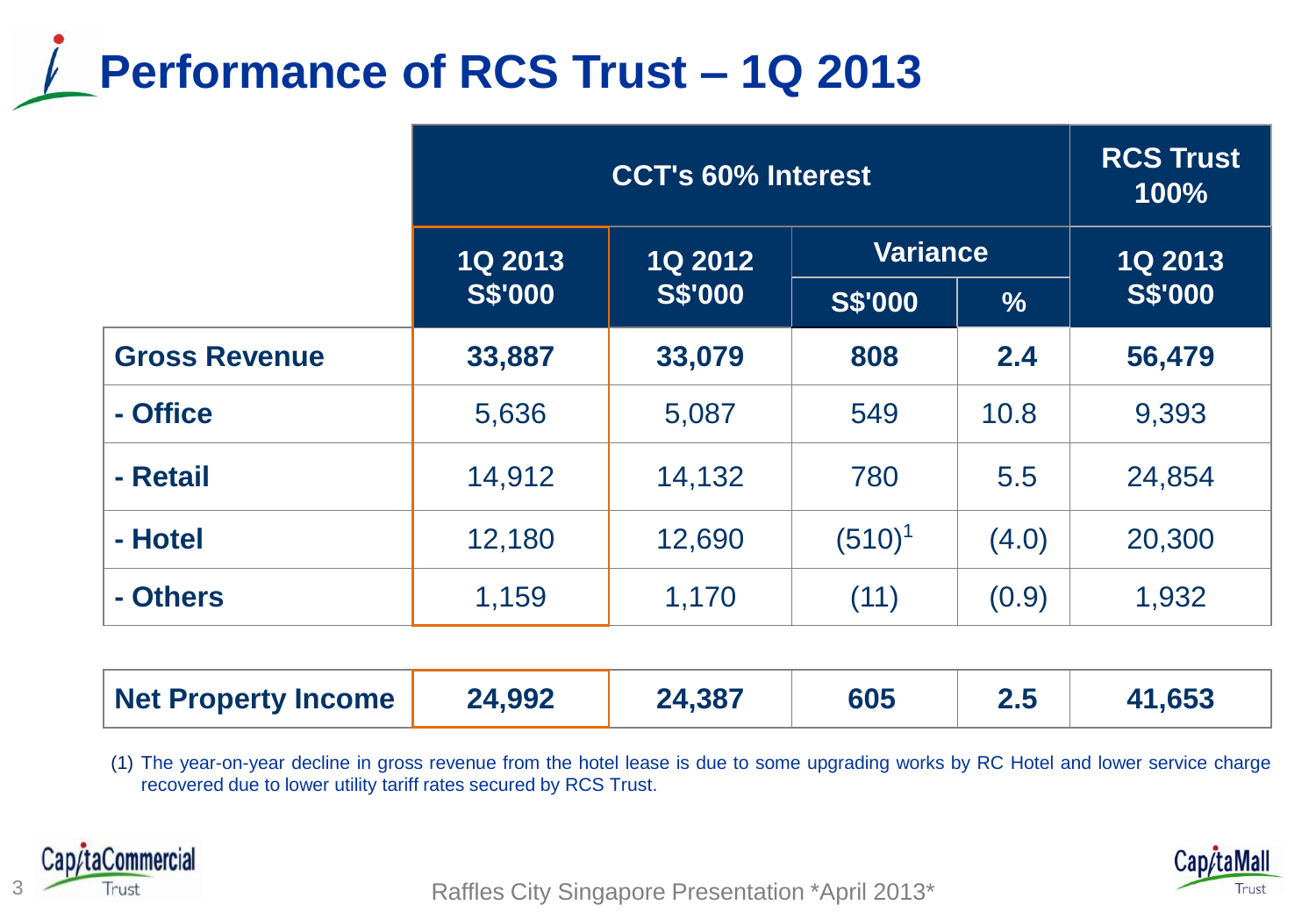# Performance of RCS Trust – 1Q 2013

| | CCT's 60% Interest | | | | RCS Trust 100% |
|---|---|---|---|---|---|
| | 1Q 2013 S$'000 | 1Q 2012 S$'000 | Variance | | 1Q 2013 S$'000 |
| | | | S$'000 | % | |
| **Gross Revenue** | **33,887** | **33,079** | **808** | **2.4** | **56,479** |
| **- Office** | 5,636 | 5,087 | 549 | 10.8 | 9,393 |
| **- Retail** | 14,912 | 14,132 | 780 | 5.5 | 24,854 |
| **- Hotel** | 12,180 | 12,690 | (510)[1] | (4.0) | 20,300 |
| **- Others** | 1,159 | 1,170 | (11) | (0.9) | 1,932 |
| **Net Property Income** | **24,992** | **24,387** | **605** | **2.5** | **41,653** |

(1) The year-on-year decline in gross revenue from the hotel lease is due to some upgrading works by RC Hotel and lower service charge recovered due to lower utility tariff rates secured by RCS Trust.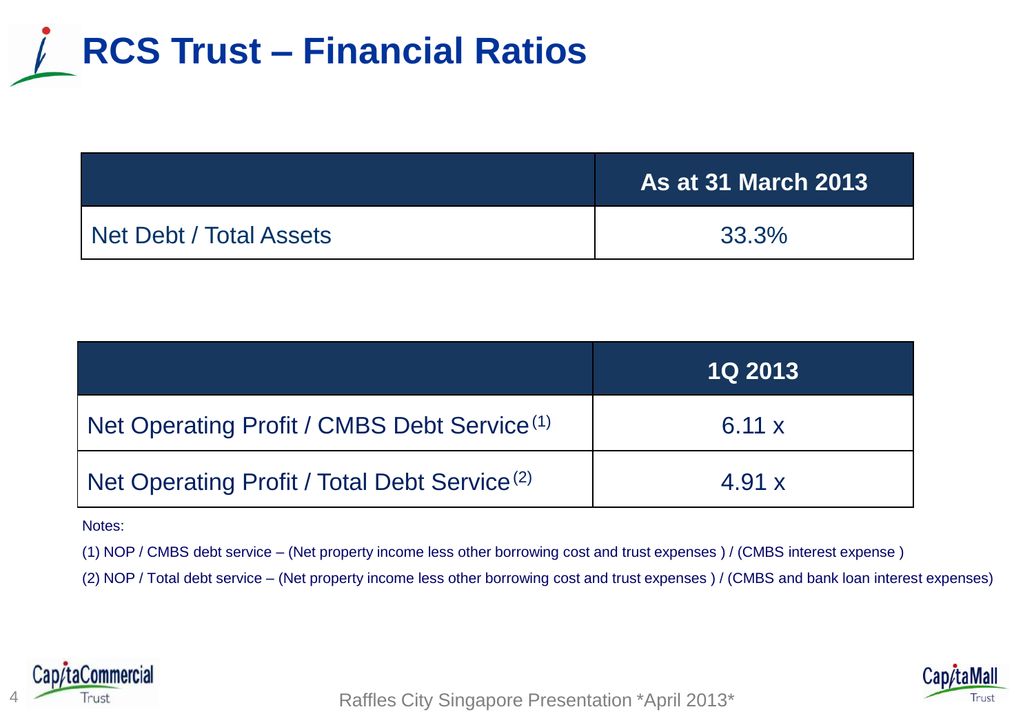# RCS Trust – Financial Ratios

| | As at 31 March 2013 |
|---|---|
| Net Debt / Total Assets | 33.3% |

| | 1Q 2013 |
|---|---|
| Net Operating Profit / CMBS Debt Service [1] | 6.11 x |
| Net Operating Profit / Total Debt Service [2] | 4.91 x |

Notes:

(1) NOP / CMBS debt service – (Net property income less other borrowing cost and trust expenses ) / (CMBS interest expense )

(2) NOP / Total debt service – (Net property income less other borrowing cost and trust expenses ) / (CMBS and bank loan interest expenses)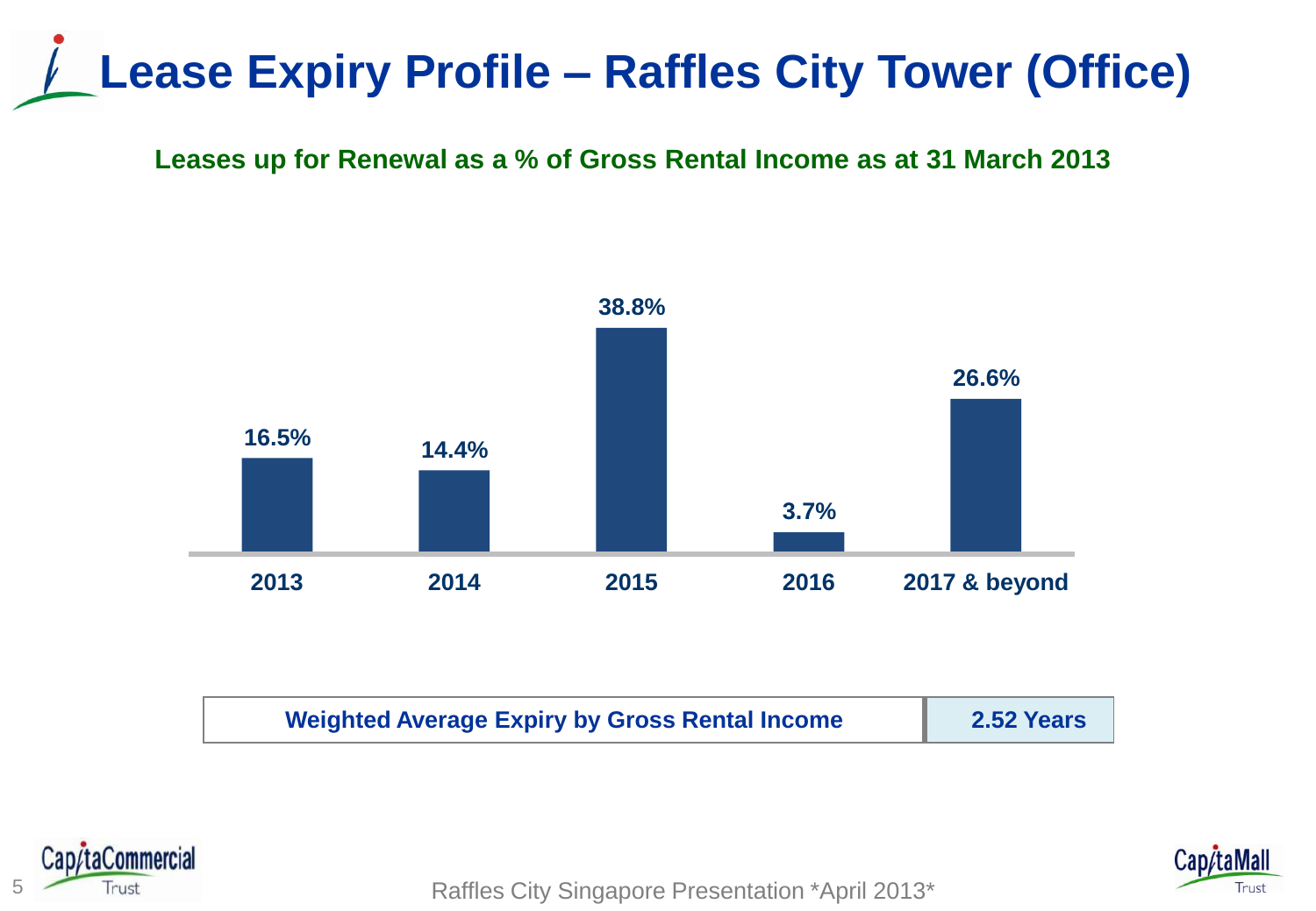# Lease Expiry Profile – Raffles City Tower (Office)

**Leases up for Renewal as a % of Gross Rental Income as at 31 March 2013**

| 2013 | 2014 | 2015 | 2016 | 2017 & beyond |
|---|---|---|---|---|
| 16.5% | 14.4% | 38.8% | 3.7% | 26.6% |

| Weighted Average Expiry by Gross Rental Income | 2.52 Years |
|---|---|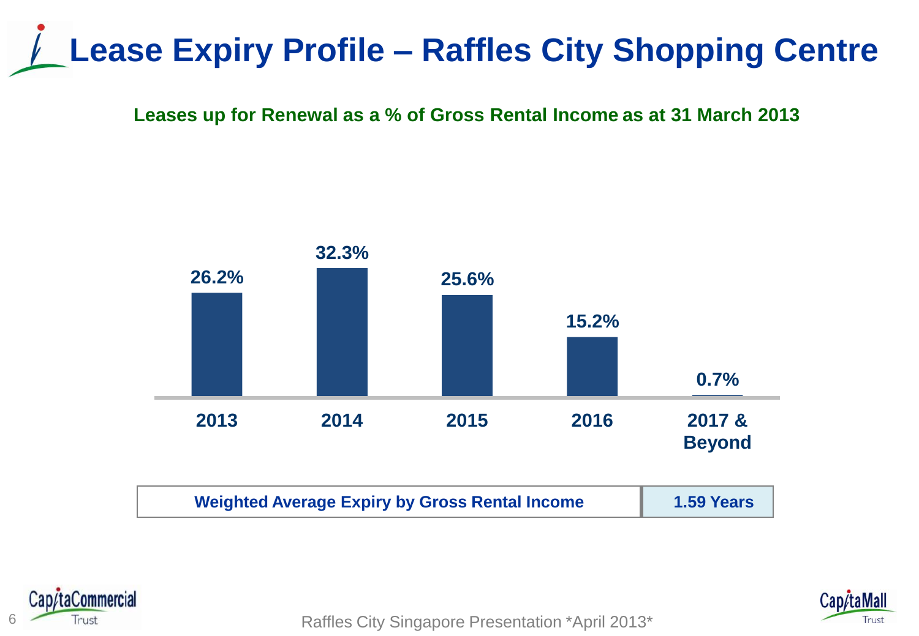# Lease Expiry Profile – Raffles City Shopping Centre

**Leases up for Renewal as a % of Gross Rental Income as at 31 March 2013**

| 2013 | 2014 | 2015 | 2016 | 2017 & Beyond |
|---|---|---|---|---|
| 26.2% | 32.3% | 25.6% | 15.2% | 0.7% |

| Weighted Average Expiry by Gross Rental Income | 1.59 Years |
|---|---|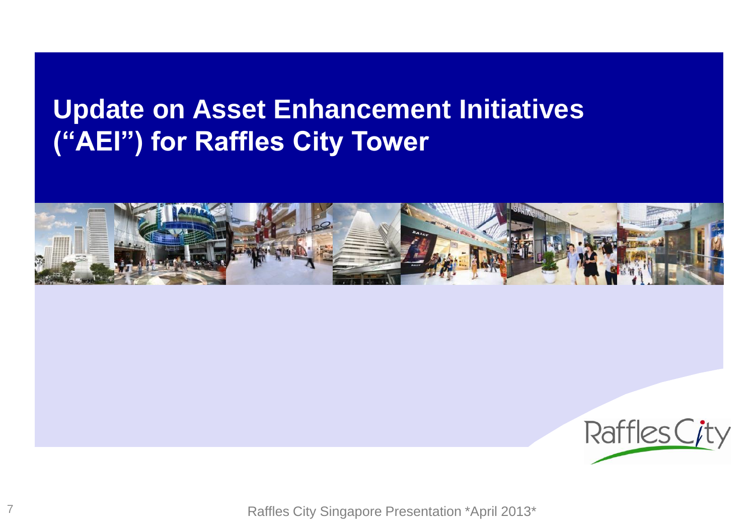# Update on Asset Enhancement Initiatives ("AEI") for Raffles City Tower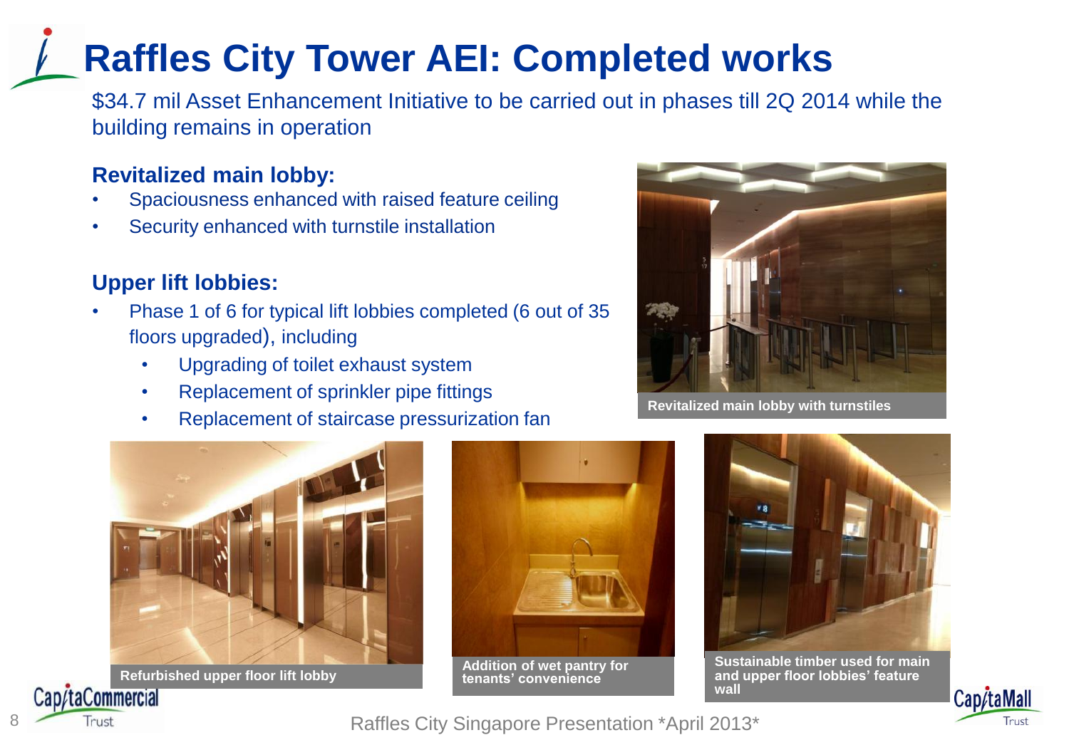# Raffles City Tower AEI: Completed works

$34.7 mil Asset Enhancement Initiative to be carried out in phases till 2Q 2014 while the building remains in operation

### Revitalized main lobby:

- Spaciousness enhanced with raised feature ceiling
- Security enhanced with turnstile installation

### Upper lift lobbies:

- Phase 1 of 6 for typical lift lobbies completed (6 out of 35 floors upgraded), including
  - Upgrading of toilet exhaust system
  - Replacement of sprinkler pipe fittings
  - Replacement of staircase pressurization fan

Revitalized main lobby with turnstiles

Refurbished upper floor lift lobby

Addition of wet pantry for tenants' convenience

Sustainable timber used for main and upper floor lobbies' feature wall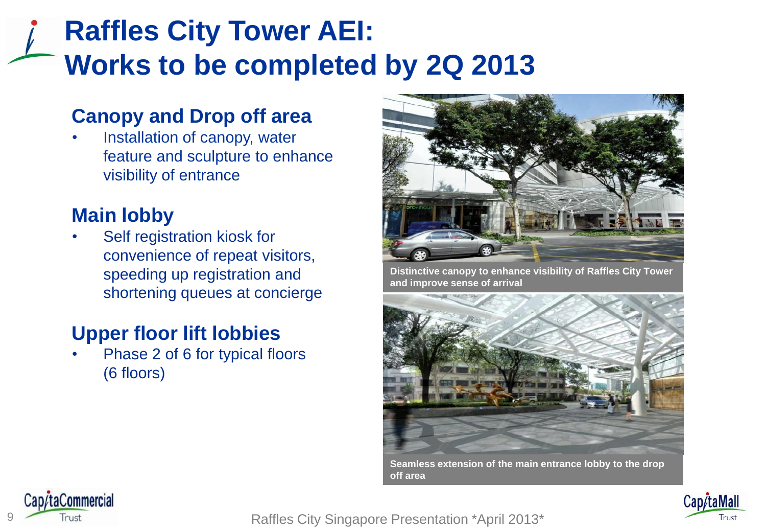# Raffles City Tower AEI: Works to be completed by 2Q 2013

## Canopy and Drop off area

- Installation of canopy, water feature and sculpture to enhance visibility of entrance

## Main lobby

- Self registration kiosk for convenience of repeat visitors, speeding up registration and shortening queues at concierge

## Upper floor lift lobbies

- Phase 2 of 6 for typical floors (6 floors)

**Distinctive canopy to enhance visibility of Raffles City Tower and improve sense of arrival**

**Seamless extension of the main entrance lobby to the drop off area**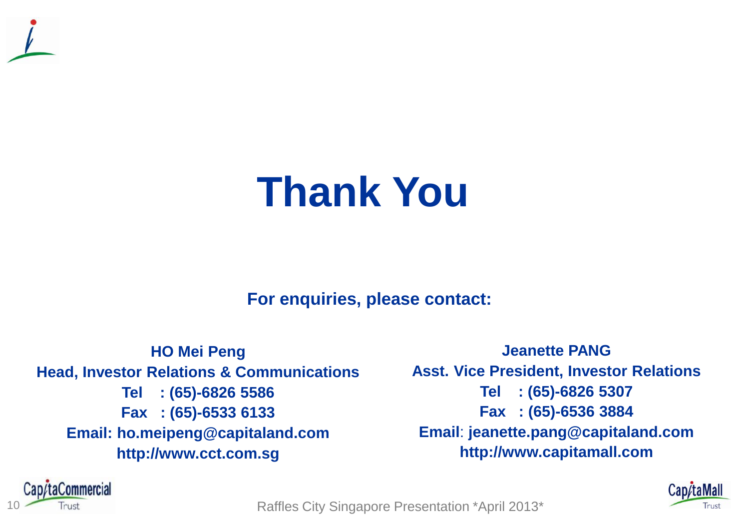# Thank You

**For enquiries, please contact:**

**HO Mei Peng**
**Head, Investor Relations & Communications**
**Tel : (65)-6826 5586**
**Fax : (65)-6533 6133**
**Email: ho.meipeng@capitaland.com**
**http://www.cct.com.sg**

**Jeanette PANG**
**Asst. Vice President, Investor Relations**
**Tel : (65)-6826 5307**
**Fax : (65)-6536 3884**
**Email: jeanette.pang@capitaland.com**
**http://www.capitamall.com**